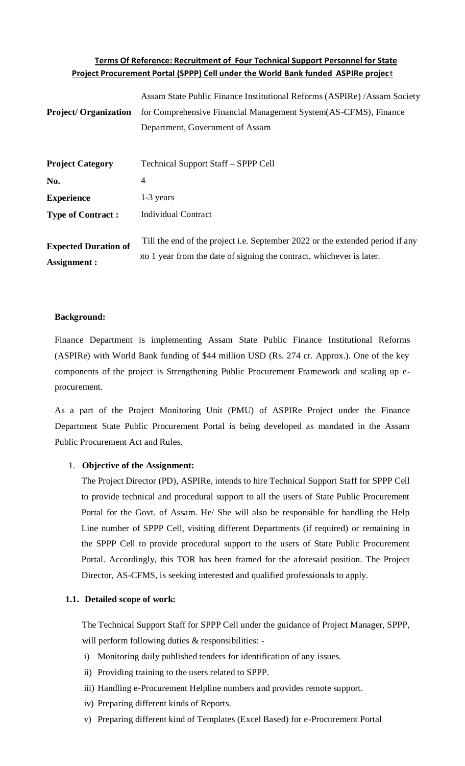**Terms Of Reference: Recruitment of Four Technical Support Personnel for State Project Procurement Portal (SPPP) Cell under the World Bank funded ASPIRe project**

| | |
|---|---|
| **Project/ Organization** | Assam State Public Finance Institutional Reforms (ASPIRe) /Assam Society for Comprehensive Financial Management System(AS-CFMS), Finance Department, Government of Assam |
| **Project Category** | Technical Support Staff – SPPP Cell |
| **No.** | 4 |
| **Experience** | 1-3 years |
| **Type of Contract :** | Individual Contract |
| **Expected Duration of Assignment :** | Till the end of the project i.e. September 2022 or the extended period if any )to 1 year from the date of signing the contract, whichever is later. |

**Background:**

Finance Department is implementing Assam State Public Finance Institutional Reforms (ASPIRe) with World Bank funding of $44 million USD (Rs. 274 cr. Approx.). One of the key components of the project is Strengthening Public Procurement Framework and scaling up e-procurement.

As a part of the Project Monitoring Unit (PMU) of ASPIRe Project under the Finance Department State Public Procurement Portal is being developed as mandated in the Assam Public Procurement Act and Rules.

1. **Objective of the Assignment:**

   The Project Director (PD), ASPIRe, intends to hire Technical Support Staff for SPPP Cell to provide technical and procedural support to all the users of State Public Procurement Portal for the Govt. of Assam. He/ She will also be responsible for handling the Help Line number of SPPP Cell, visiting different Departments (if required) or remaining in the SPPP Cell to provide procedural support to the users of State Public Procurement Portal. Accordingly, this TOR has been framed for the aforesaid position. The Project Director, AS-CFMS, is seeking interested and qualified professionals to apply.

**1.1. Detailed scope of work:**

The Technical Support Staff for SPPP Cell under the guidance of Project Manager, SPPP, will perform following duties & responsibilities: -

i) Monitoring daily published tenders for identification of any issues.

ii) Providing training to the users related to SPPP.

iii) Handling e-Procurement Helpline numbers and provides remote support.

iv) Preparing different kinds of Reports.

v) Preparing different kind of Templates (Excel Based) for e-Procurement Portal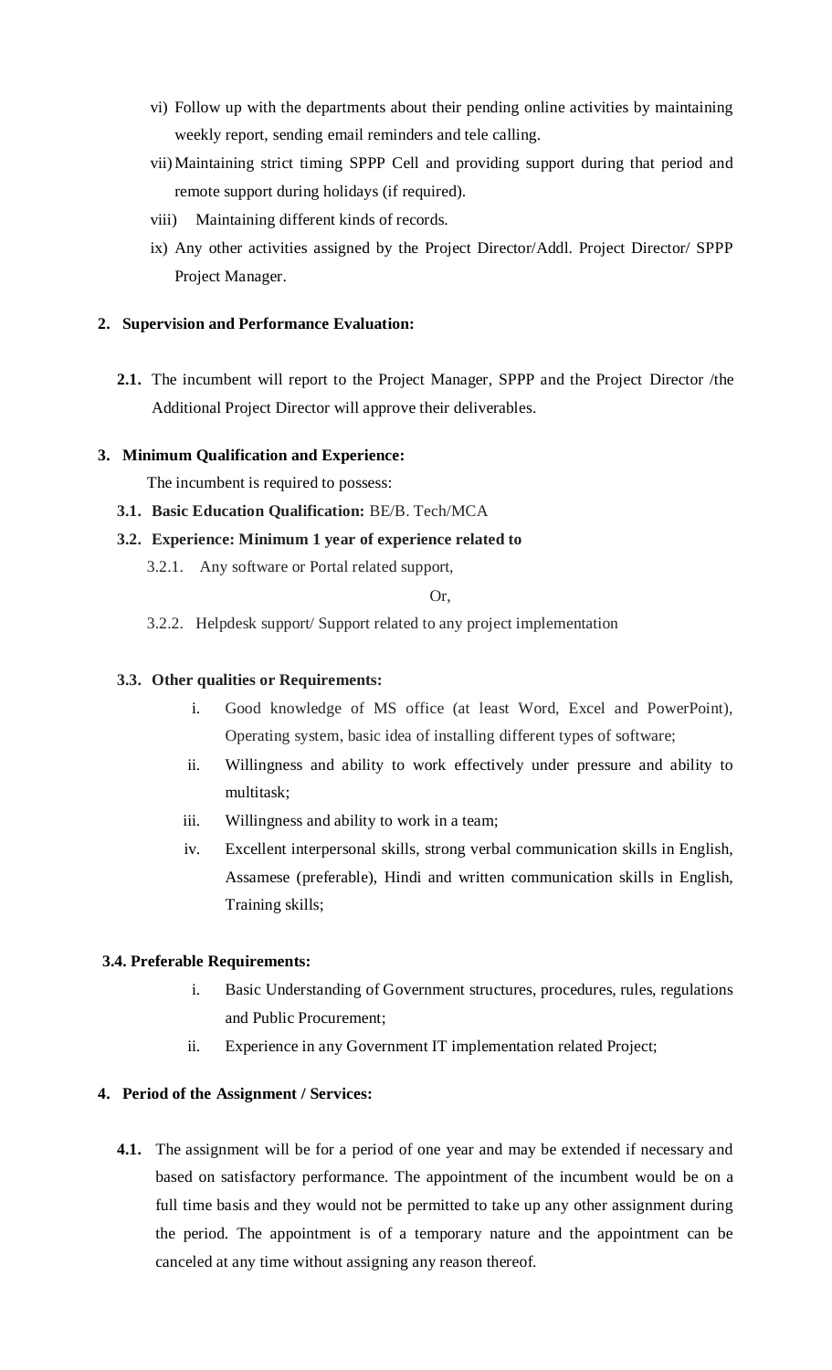vi) Follow up with the departments about their pending online activities by maintaining weekly report, sending email reminders and tele calling.

vii) Maintaining strict timing SPPP Cell and providing support during that period and remote support during holidays (if required).

viii) Maintaining different kinds of records.

ix) Any other activities assigned by the Project Director/Addl. Project Director/ SPPP Project Manager.

**2. Supervision and Performance Evaluation:**

**2.1.** The incumbent will report to the Project Manager, SPPP and the Project Director /the Additional Project Director will approve their deliverables.

**3. Minimum Qualification and Experience:**

The incumbent is required to possess:

**3.1. Basic Education Qualification:** BE/B. Tech/MCA

**3.2. Experience: Minimum 1 year of experience related to**

3.2.1. Any software or Portal related support,

Or,

3.2.2. Helpdesk support/ Support related to any project implementation

**3.3. Other qualities or Requirements:**

i. Good knowledge of MS office (at least Word, Excel and PowerPoint), Operating system, basic idea of installing different types of software;

ii. Willingness and ability to work effectively under pressure and ability to multitask;

iii. Willingness and ability to work in a team;

iv. Excellent interpersonal skills, strong verbal communication skills in English, Assamese (preferable), Hindi and written communication skills in English, Training skills;

**3.4. Preferable Requirements:**

i. Basic Understanding of Government structures, procedures, rules, regulations and Public Procurement;

ii. Experience in any Government IT implementation related Project;

**4. Period of the Assignment / Services:**

**4.1.** The assignment will be for a period of one year and may be extended if necessary and based on satisfactory performance. The appointment of the incumbent would be on a full time basis and they would not be permitted to take up any other assignment during the period. The appointment is of a temporary nature and the appointment can be canceled at any time without assigning any reason thereof.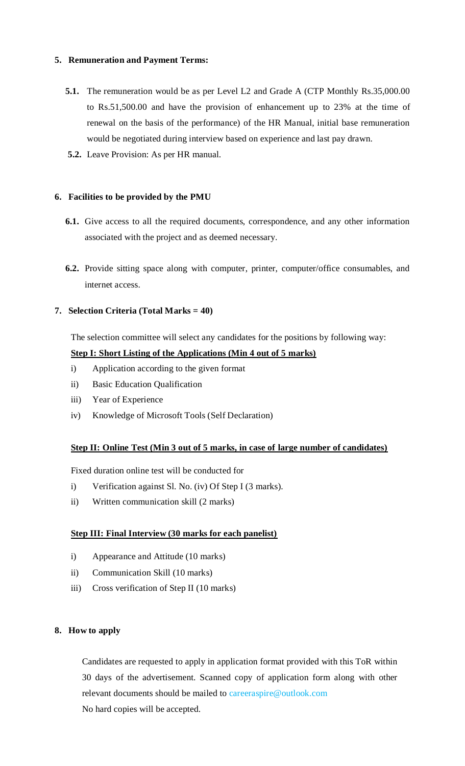## 5. Remuneration and Payment Terms:

**5.1.** The remuneration would be as per Level L2 and Grade A (CTP Monthly Rs.35,000.00 to Rs.51,500.00 and have the provision of enhancement up to 23% at the time of renewal on the basis of the performance) of the HR Manual, initial base remuneration would be negotiated during interview based on experience and last pay drawn.

**5.2.** Leave Provision: As per HR manual.

## 6. Facilities to be provided by the PMU

**6.1.** Give access to all the required documents, correspondence, and any other information associated with the project and as deemed necessary.

**6.2.** Provide sitting space along with computer, printer, computer/office consumables, and internet access.

## 7. Selection Criteria (Total Marks = 40)

The selection committee will select any candidates for the positions by following way:

**Step I: Short Listing of the Applications (Min 4 out of 5 marks)**

i) Application according to the given format
ii) Basic Education Qualification
iii) Year of Experience
iv) Knowledge of Microsoft Tools (Self Declaration)

**Step II: Online Test (Min 3 out of 5 marks, in case of large number of candidates)**

Fixed duration online test will be conducted for

i) Verification against Sl. No. (iv) Of Step I (3 marks).
ii) Written communication skill (2 marks)

**Step III: Final Interview (30 marks for each panelist)**

i) Appearance and Attitude (10 marks)
ii) Communication Skill (10 marks)
iii) Cross verification of Step II (10 marks)

## 8. How to apply

Candidates are requested to apply in application format provided with this ToR within 30 days of the advertisement. Scanned copy of application form along with other relevant documents should be mailed to careeraspire@outlook.com

No hard copies will be accepted.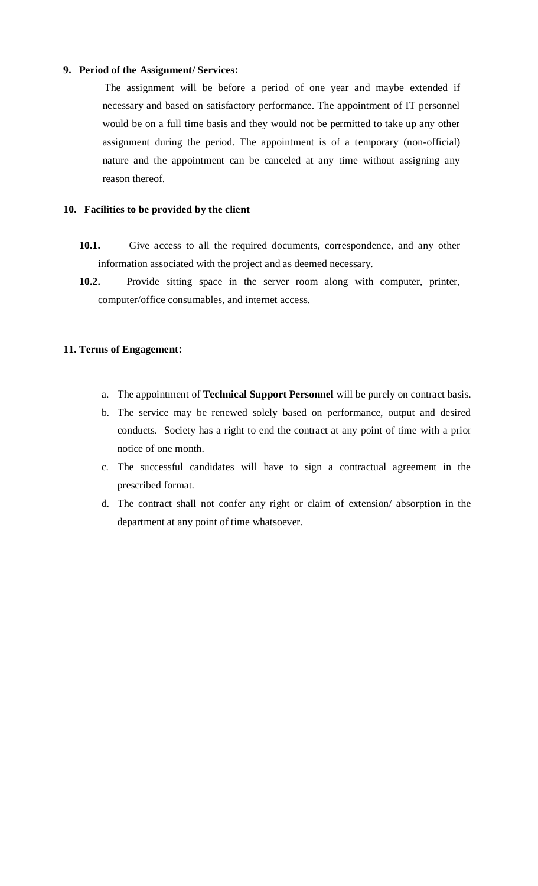**9. Period of the Assignment/ Services:**

The assignment will be before a period of one year and maybe extended if necessary and based on satisfactory performance. The appointment of IT personnel would be on a full time basis and they would not be permitted to take up any other assignment during the period. The appointment is of a temporary (non-official) nature and the appointment can be canceled at any time without assigning any reason thereof.

**10. Facilities to be provided by the client**

**10.1.** Give access to all the required documents, correspondence, and any other information associated with the project and as deemed necessary.

**10.2.** Provide sitting space in the server room along with computer, printer, computer/office consumables, and internet access.

**11. Terms of Engagement:**

a. The appointment of **Technical Support Personnel** will be purely on contract basis.

b. The service may be renewed solely based on performance, output and desired conducts. Society has a right to end the contract at any point of time with a prior notice of one month.

c. The successful candidates will have to sign a contractual agreement in the prescribed format.

d. The contract shall not confer any right or claim of extension/ absorption in the department at any point of time whatsoever.